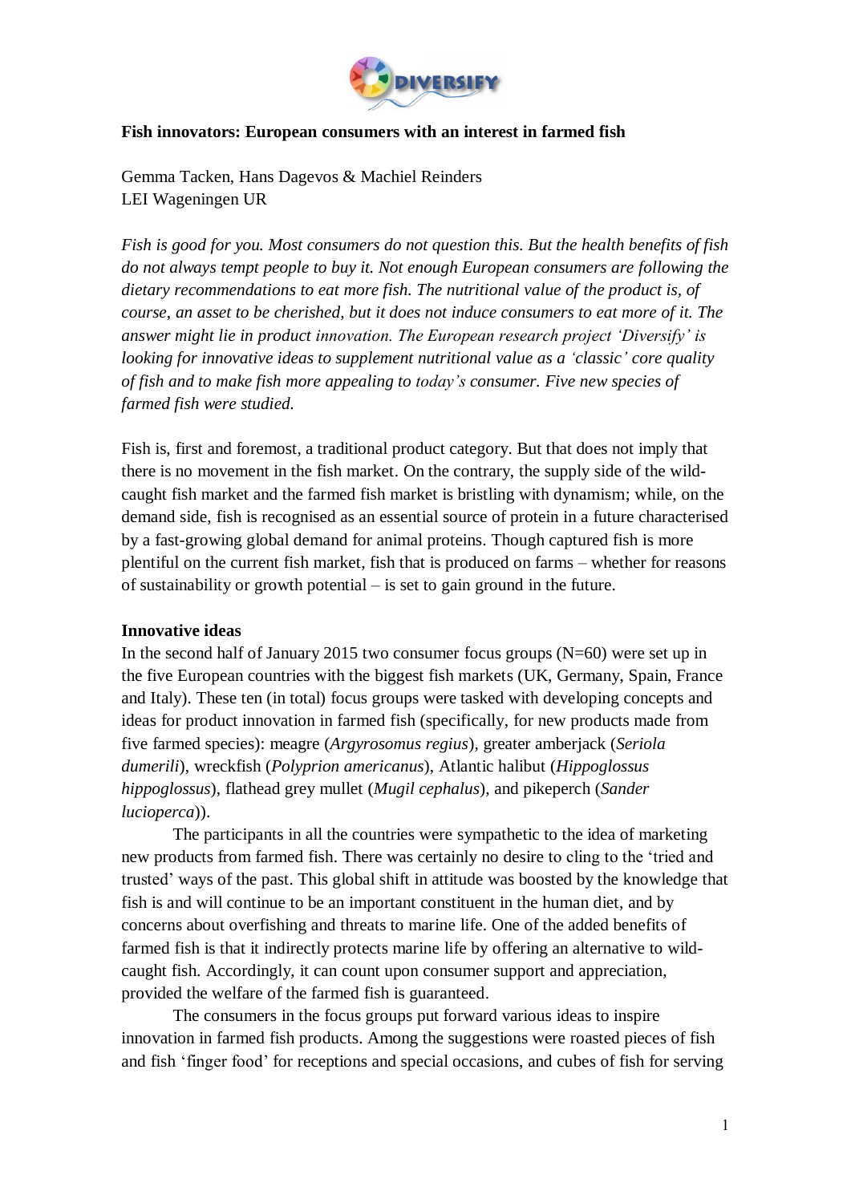**Fish innovators: European consumers with an interest in farmed fish**

Gemma Tacken, Hans Dagevos & Machiel Reinders
LEI Wageningen UR

*Fish is good for you. Most consumers do not question this. But the health benefits of fish do not always tempt people to buy it. Not enough European consumers are following the dietary recommendations to eat more fish. The nutritional value of the product is, of course, an asset to be cherished, but it does not induce consumers to eat more of it. The answer might lie in product innovation. The European research project 'Diversify' is looking for innovative ideas to supplement nutritional value as a 'classic' core quality of fish and to make fish more appealing to today's consumer. Five new species of farmed fish were studied.*

Fish is, first and foremost, a traditional product category. But that does not imply that there is no movement in the fish market. On the contrary, the supply side of the wild-caught fish market and the farmed fish market is bristling with dynamism; while, on the demand side, fish is recognised as an essential source of protein in a future characterised by a fast-growing global demand for animal proteins. Though captured fish is more plentiful on the current fish market, fish that is produced on farms – whether for reasons of sustainability or growth potential – is set to gain ground in the future.

**Innovative ideas**

In the second half of January 2015 two consumer focus groups (N=60) were set up in the five European countries with the biggest fish markets (UK, Germany, Spain, France and Italy). These ten (in total) focus groups were tasked with developing concepts and ideas for product innovation in farmed fish (specifically, for new products made from five farmed species): meagre (*Argyrosomus regius*), greater amberjack (*Seriola dumerili*), wreckfish (*Polyprion americanus*), Atlantic halibut (*Hippoglossus hippoglossus*), flathead grey mullet (*Mugil cephalus*), and pikeperch (*Sander lucioperca*)).

The participants in all the countries were sympathetic to the idea of marketing new products from farmed fish. There was certainly no desire to cling to the 'tried and trusted' ways of the past. This global shift in attitude was boosted by the knowledge that fish is and will continue to be an important constituent in the human diet, and by concerns about overfishing and threats to marine life. One of the added benefits of farmed fish is that it indirectly protects marine life by offering an alternative to wild-caught fish. Accordingly, it can count upon consumer support and appreciation, provided the welfare of the farmed fish is guaranteed.

The consumers in the focus groups put forward various ideas to inspire innovation in farmed fish products. Among the suggestions were roasted pieces of fish and fish 'finger food' for receptions and special occasions, and cubes of fish for serving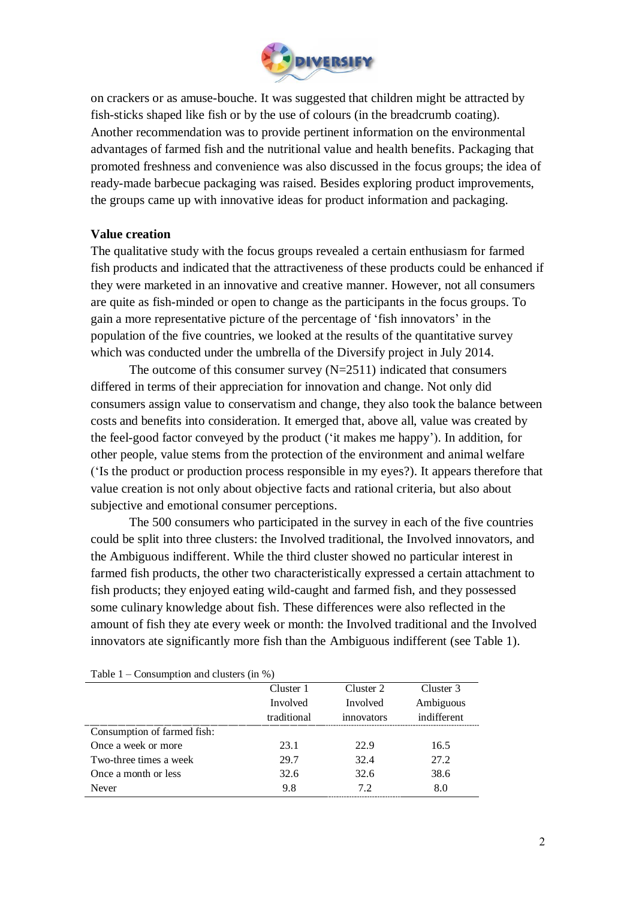on crackers or as amuse-bouche. It was suggested that children might be attracted by fish-sticks shaped like fish or by the use of colours (in the breadcrumb coating). Another recommendation was to provide pertinent information on the environmental advantages of farmed fish and the nutritional value and health benefits. Packaging that promoted freshness and convenience was also discussed in the focus groups; the idea of ready-made barbecue packaging was raised. Besides exploring product improvements, the groups came up with innovative ideas for product information and packaging.

**Value creation**

The qualitative study with the focus groups revealed a certain enthusiasm for farmed fish products and indicated that the attractiveness of these products could be enhanced if they were marketed in an innovative and creative manner. However, not all consumers are quite as fish-minded or open to change as the participants in the focus groups. To gain a more representative picture of the percentage of 'fish innovators' in the population of the five countries, we looked at the results of the quantitative survey which was conducted under the umbrella of the Diversify project in July 2014.

The outcome of this consumer survey (N=2511) indicated that consumers differed in terms of their appreciation for innovation and change. Not only did consumers assign value to conservatism and change, they also took the balance between costs and benefits into consideration. It emerged that, above all, value was created by the feel-good factor conveyed by the product ('it makes me happy'). In addition, for other people, value stems from the protection of the environment and animal welfare ('Is the product or production process responsible in my eyes?). It appears therefore that value creation is not only about objective facts and rational criteria, but also about subjective and emotional consumer perceptions.

The 500 consumers who participated in the survey in each of the five countries could be split into three clusters: the Involved traditional, the Involved innovators, and the Ambiguous indifferent. While the third cluster showed no particular interest in farmed fish products, the other two characteristically expressed a certain attachment to fish products; they enjoyed eating wild-caught and farmed fish, and they possessed some culinary knowledge about fish. These differences were also reflected in the amount of fish they ate every week or month: the Involved traditional and the Involved innovators ate significantly more fish than the Ambiguous indifferent (see Table 1).

Table 1 – Consumption and clusters (in %)

| | Cluster 1 Involved traditional | Cluster 2 Involved innovators | Cluster 3 Ambiguous indifferent |
|---|---|---|---|
| Consumption of farmed fish: | | | |
| Once a week or more | 23.1 | 22.9 | 16.5 |
| Two-three times a week | 29.7 | 32.4 | 27.2 |
| Once a month or less | 32.6 | 32.6 | 38.6 |
| Never | 9.8 | 7.2 | 8.0 |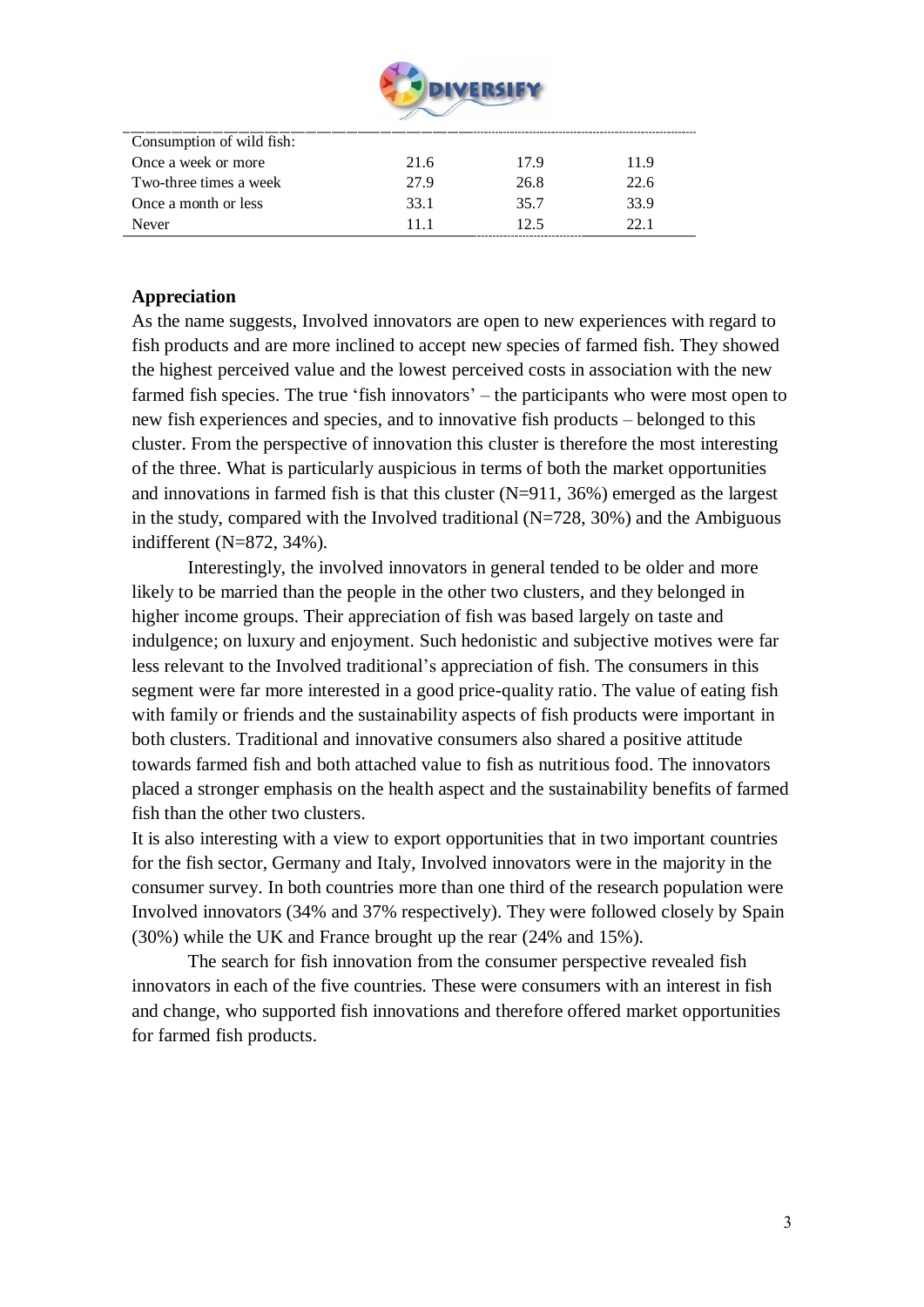| | | | |
|---|---|---|---|
| Consumption of wild fish: | | | |
| Once a week or more | 21.6 | 17.9 | 11.9 |
| Two-three times a week | 27.9 | 26.8 | 22.6 |
| Once a month or less | 33.1 | 35.7 | 33.9 |
| Never | 11.1 | 12.5 | 22.1 |

**Appreciation**

As the name suggests, Involved innovators are open to new experiences with regard to fish products and are more inclined to accept new species of farmed fish. They showed the highest perceived value and the lowest perceived costs in association with the new farmed fish species. The true 'fish innovators' – the participants who were most open to new fish experiences and species, and to innovative fish products – belonged to this cluster. From the perspective of innovation this cluster is therefore the most interesting of the three. What is particularly auspicious in terms of both the market opportunities and innovations in farmed fish is that this cluster (N=911, 36%) emerged as the largest in the study, compared with the Involved traditional (N=728, 30%) and the Ambiguous indifferent (N=872, 34%).

Interestingly, the involved innovators in general tended to be older and more likely to be married than the people in the other two clusters, and they belonged in higher income groups. Their appreciation of fish was based largely on taste and indulgence; on luxury and enjoyment. Such hedonistic and subjective motives were far less relevant to the Involved traditional's appreciation of fish. The consumers in this segment were far more interested in a good price-quality ratio. The value of eating fish with family or friends and the sustainability aspects of fish products were important in both clusters. Traditional and innovative consumers also shared a positive attitude towards farmed fish and both attached value to fish as nutritious food. The innovators placed a stronger emphasis on the health aspect and the sustainability benefits of farmed fish than the other two clusters.

It is also interesting with a view to export opportunities that in two important countries for the fish sector, Germany and Italy, Involved innovators were in the majority in the consumer survey. In both countries more than one third of the research population were Involved innovators (34% and 37% respectively). They were followed closely by Spain (30%) while the UK and France brought up the rear (24% and 15%).

The search for fish innovation from the consumer perspective revealed fish innovators in each of the five countries. These were consumers with an interest in fish and change, who supported fish innovations and therefore offered market opportunities for farmed fish products.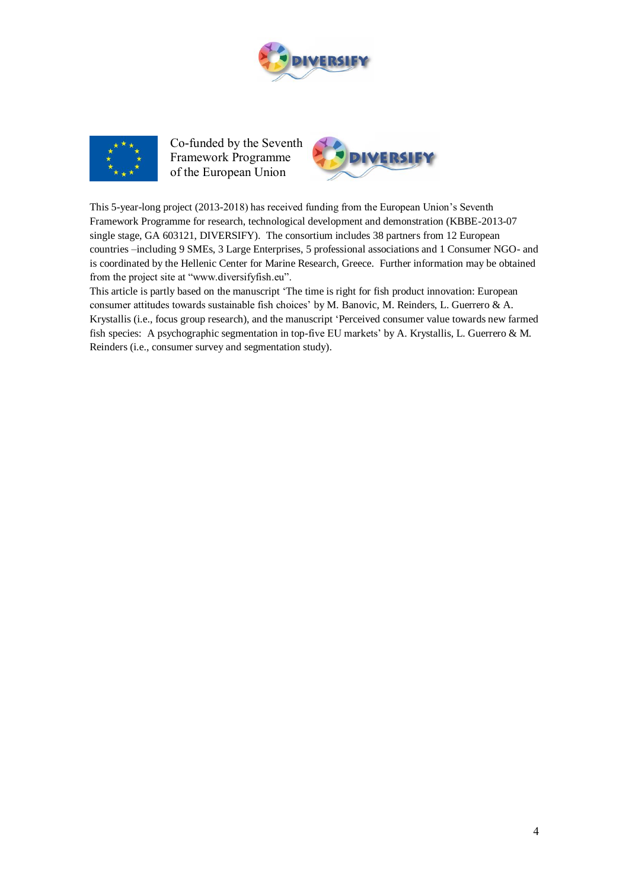Co-funded by the Seventh Framework Programme of the European Union

This 5-year-long project (2013-2018) has received funding from the European Union's Seventh Framework Programme for research, technological development and demonstration (KBBE-2013-07 single stage, GA 603121, DIVERSIFY). The consortium includes 38 partners from 12 European countries –including 9 SMEs, 3 Large Enterprises, 5 professional associations and 1 Consumer NGO- and is coordinated by the Hellenic Center for Marine Research, Greece. Further information may be obtained from the project site at "www.diversifyfish.eu".

This article is partly based on the manuscript 'The time is right for fish product innovation: European consumer attitudes towards sustainable fish choices' by M. Banovic, M. Reinders, L. Guerrero & A. Krystallis (i.e., focus group research), and the manuscript 'Perceived consumer value towards new farmed fish species: A psychographic segmentation in top-five EU markets' by A. Krystallis, L. Guerrero & M. Reinders (i.e., consumer survey and segmentation study).